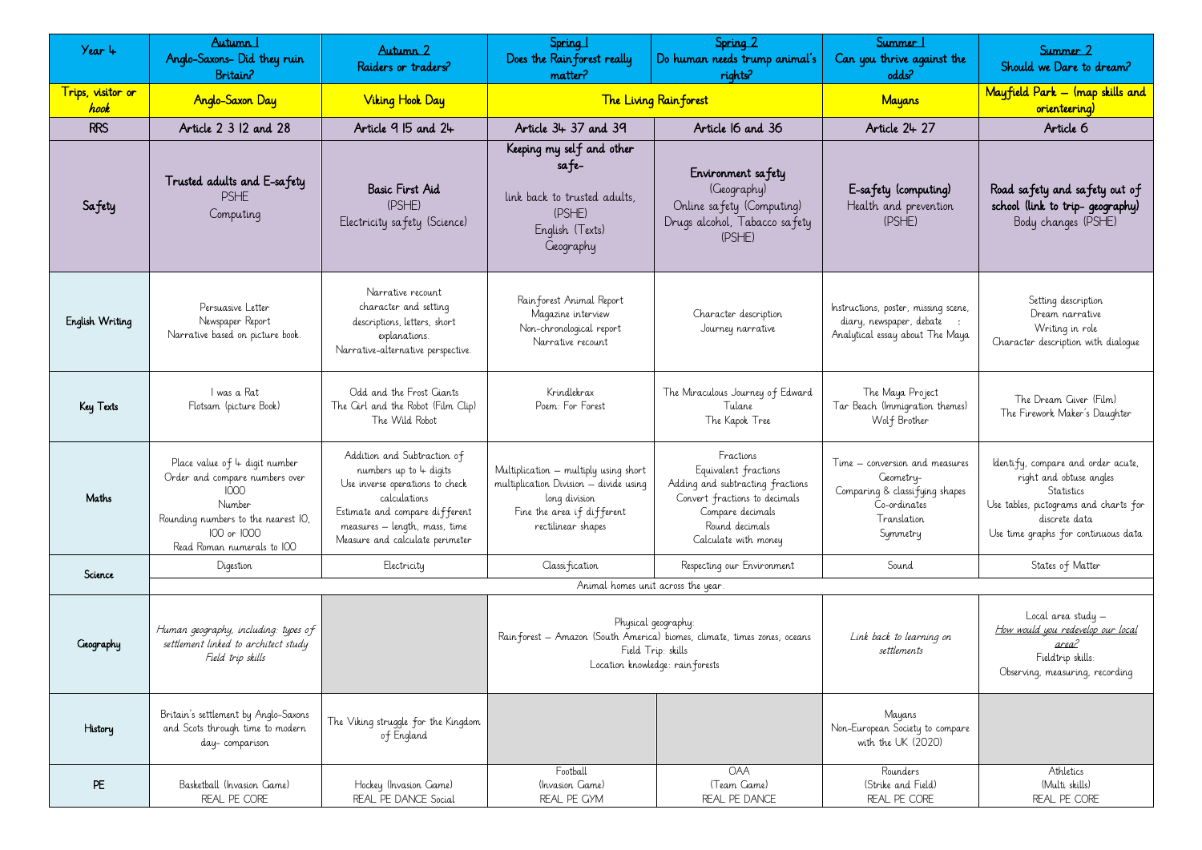| Year 4 | Autumn 1<br>Anglo-Saxons- Did they ruin Britain? | Autumn 2<br>Raiders or traders? | Spring 1<br>Does the Rainforest really matter? | Spring 2<br>Do human needs trump animal's rights? | Summer 1<br>Can you thrive against the odds? | Summer 2<br>Should we Dare to dream? |
|---|---|---|---|---|---|---|
| Trips, visitor or hook | Anglo-Saxon Day | Viking Hook Day | The Living Rainforest | | Mayans | Mayfield Park – (map skills and orienteering) |
| RRS | Article 2 3 12 and 28 | Article 9 15 and 24 | Article 34 37 and 39 | Article 16 and 36 | Article 24 27 | Article 6 |
| Safety | **Trusted adults and E-safety**<br>PSHE<br>Computing | **Basic First Aid**<br>(PSHE)<br>Electricity safety (Science) | **Keeping my self and other safe-**<br>link back to trusted adults, (PSHE)<br>English (Texts)<br>Geography | **Environment safety**<br>(Geography)<br>Online safety (Computing)<br>Drugs alcohol, Tabacco safety (PSHE) | **E-safety (computing)**<br>Health and prevention (PSHE) | **Road safety and safety out of school (link to trip- geography)**<br>Body changes (PSHE) |
| English Writing | Persuasive Letter<br>Newspaper Report<br>Narrative based on picture book. | Narrative recount<br>character and setting descriptions, letters, short explanations.<br>Narrative-alternative perspective. | Rainforest Animal Report<br>Magazine interview<br>Non-chronological report<br>Narrative recount | Character description<br>Journey narrative | Instructions, poster, missing scene, diary, newspaper, debate :<br>Analytical essay about The Maya | Setting description<br>Dream narrative<br>Writing in role<br>Character description with dialogue |
| Key Texts | I was a Rat<br>Flotsam (picture Book) | Odd and the Frost Giants<br>The Girl and the Robot (Film Clip)<br>The Wild Robot | Krindlekrax<br>Poem: For Forest | The Miraculous Journey of Edward Tulane<br>The Kapok Tree | The Maya Project<br>Tar Beach (Immigration themes)<br>Wolf Brother | The Dream Giver (Film)<br>The Firework Maker's Daughter |
| Maths | Place value of 4 digit number<br>Order and compare numbers over 1000<br>Number<br>Rounding numbers to the nearest 10, 100 or 1000<br>Read Roman numerals to 100 | Addition and Subtraction of numbers up to 4 digits<br>Use inverse operations to check calculations<br>Estimate and compare different measures – length, mass, time<br>Measure and calculate perimeter | Multiplication – multiply using short multiplication Division – divide using long division<br>Fine the area if different rectilinear shapes | Fractions<br>Equivalent fractions<br>Adding and subtracting fractions<br>Convert fractions to decimals<br>Compare decimals<br>Round decimals<br>Calculate with money | Time – conversion and measures<br>Geometry-<br>Comparing & classifying shapes<br>Co-ordinates<br>Translation<br>Symmetry | Identify, compare and order acute, right and obtuse angles<br>Statistics<br>Use tables, pictograms and charts for discrete data<br>Use time graphs for continuous data |
| Science | Digestion | Electricity | Classification | Respecting our Environment | Sound | States of Matter |
| | Animal homes unit across the year. | | | | | |
| Geography | *Human geography, including: types of settlement linked to architect study*<br>*Field trip skills* | | Physical geography:<br>Rainforest – Amazon (South America) biomes, climate, times zones, oceans<br>Field Trip: skills<br>Location knowledge: rainforests | | *Link back to learning on settlements* | Local area study –<br>*How would you redevelop our local area?*<br>Fieldtrip skills:<br>Observing, measuring, recording |
| History | Britain's settlement by Anglo-Saxons and Scots through time to modern day- comparison | The Viking struggle for the Kingdom of England | | | Mayans<br>Non-European Society to compare with the UK (2020) | |
| PE | Basketball (Invasion Game)<br>REAL PE CORE | Hockey (Invasion Game)<br>REAL PE DANCE Social | Football<br>(Invasion Game)<br>REAL PE GYM | OAA<br>(Team Game)<br>REAL PE DANCE | Rounders<br>(Strike and Field)<br>REAL PE CORE | Athletics<br>(Multi skills)<br>REAL PE CORE |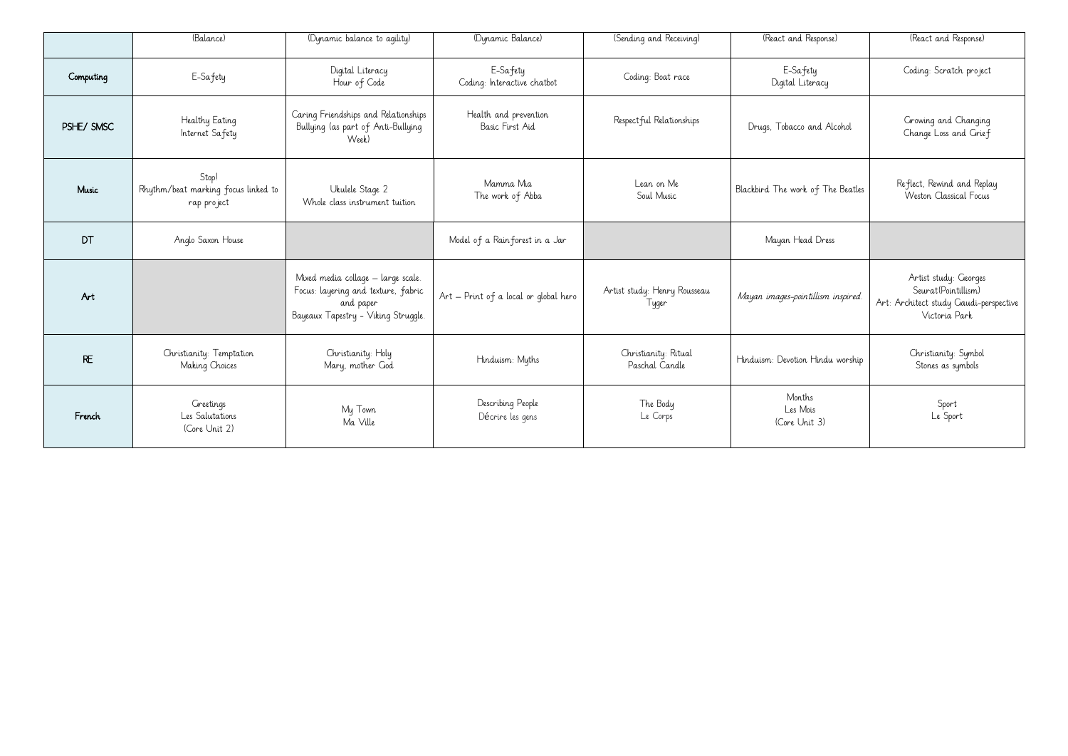| | (Balance) | (Dynamic balance to agility) | (Dynamic Balance) | (Sending and Receiving) | (React and Response) | (React and Response) |
|---|---|---|---|---|---|---|
| Computing | E-Safety | Digital Literacy<br>Hour of Code | E-Safety<br>Coding: Interactive chatbot | Coding: Boat race | E-Safety<br>Digital Literacy | Coding: Scratch project |
| PSHE/ SMSC | Healthy Eating<br>Internet Safety | Caring Friendships and Relationships<br>Bullying (as part of Anti-Bullying Week) | Health and prevention<br>Basic First Aid | Respectful Relationships | Drugs, Tobacco and Alcohol | Growing and Changing<br>Change Loss and Grief |
| Music | Stop!<br>Rhythm/beat marking focus linked to rap project | Ukulele Stage 2<br>Whole class instrument tuition | Mamma Mia<br>The work of Abba | Lean on Me<br>Soul Music | Blackbird The work of The Beatles | Reflect, Rewind and Replay<br>Weston Classical Focus |
| DT | Anglo Saxon House | | Model of a Rainforest in a Jar | | Mayan Head Dress | |
| Art | | Mixed media collage – large scale. Focus: layering and texture, fabric and paper<br>Bayeaux Tapestry - Viking Struggle. | Art – Print of a local or global hero | Artist study: Henry Rousseau<br>Tyger | *Mayan images-pointillism inspired.* | Artist study: Georges Seurat(Pointillism)<br>Art: Architect study Gaudi-perspective Victoria Park |
| RE | Christianity: Temptation<br>Making Choices | Christianity: Holy<br>Mary, mother God | Hinduism: Myths | Christianity: Ritual<br>Paschal Candle | Hinduism: Devotion Hindu worship | Christianity: Symbol<br>Stones as symbols |
| French | Greetings<br>Les Salutations<br>(Core Unit 2) | My Town<br>Ma Ville | Describing People<br>Décrire les gens | The Body<br>Le Corps | Months<br>Les Mois<br>(Core Unit 3) | Sport<br>Le Sport |